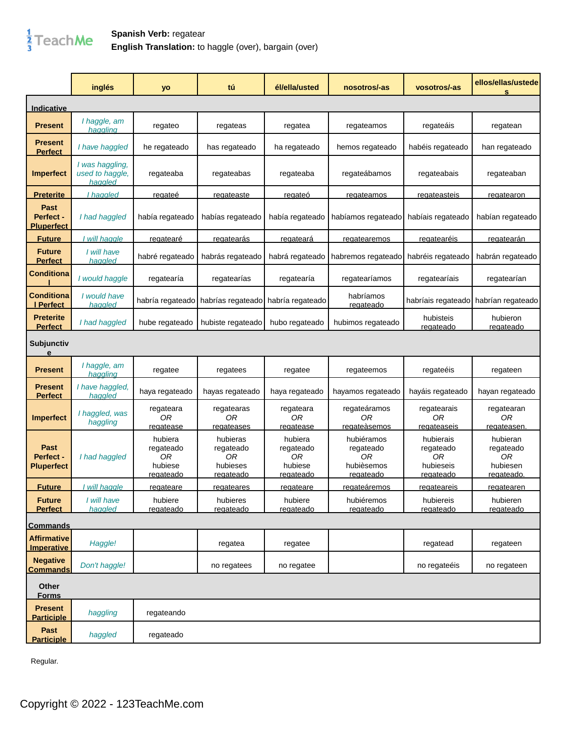**Spanish Verb:** regatear
**English Translation:** to haggle (over), bargain (over)

| | inglés | yo | tú | él/ella/usted | nosotros/-as | vosotros/-as | ellos/ellas/ustedes |
|---|---|---|---|---|---|---|---|
| **Indicative** | | | | | | | |
| **Present** | *I haggle, am haggling* | regateo | regateas | regatea | regateamos | regateáis | regatean |
| **Present Perfect** | *I have haggled* | he regateado | has regateado | ha regateado | hemos regateado | habéis regateado | han regateado |
| **Imperfect** | *I was haggling, used to haggle, haggled* | regateaba | regateabas | regateaba | regateábamos | regateabais | regateaban |
| **Preterite** | *I haggled* | regateé | regateaste | regateó | regateamos | regateasteis | regatearon |
| **Past Perfect - Pluperfect** | *I had haggled* | había regateado | habías regateado | había regateado | habíamos regateado | habíais regateado | habían regateado |
| **Future** | *I will haggle* | regatearé | regatearás | regateará | regatearemos | regatearéis | regatearán |
| **Future Perfect** | *I will have haggled* | habré regateado | habrás regateado | habrá regateado | habremos regateado | habréis regateado | habrán regateado |
| **Conditional** | *I would haggle* | regatearía | regatearías | regatearía | regatearíamos | regatearíais | regatearían |
| **Conditional Perfect** | *I would have haggled* | habría regateado | habrías regateado | habría regateado | habríamos regateado | habríais regateado | habrían regateado |
| **Preterite Perfect** | *I had haggled* | hube regateado | hubiste regateado | hubo regateado | hubimos regateado | hubisteis regateado | hubieron regateado |
| **Subjunctive** | | | | | | | |
| **Present** | *I haggle, am haggling* | regatee | regatees | regatee | regateemos | regateéis | regateen |
| **Present Perfect** | *I have haggled, haggled* | haya regateado | hayas regateado | haya regateado | hayamos regateado | hayáis regateado | hayan regateado |
| **Imperfect** | *I haggled, was haggling* | regateara *OR* regatease | regatearas *OR* regateases | regateara *OR* regatease | regateáramos *OR* regateàsemos | regatearais *OR* regateaseis | regatearan *OR* regateasen. |
| **Past Perfect - Pluperfect** | *I had haggled* | hubiera regateado *OR* hubiese regateado | hubieras regateado *OR* hubieses regateado | hubiera regateado *OR* hubiese regateado | hubiéramos regateado *OR* hubièsemos regateado | hubierais regateado *OR* hubieseis regateado | hubieran regateado *OR* hubiesen regateado. |
| **Future** | *I will haggle* | regateare | regateares | regateare | regateáremos | regateareis | regatearen |
| **Future Perfect** | *I will have haggled* | hubiere regateado | hubieres regateado | hubiere regateado | hubiéremos regateado | hubiereis regateado | hubieren regateado |
| **Commands** | | | | | | | |
| **Affirmative Imperative** | *Haggle!* | | regatea | regatee | | regatead | regateen |
| **Negative Commands** | *Don't haggle!* | | no regatees | no regatee | | no regateéis | no regateen |
| **Other Forms** | | | | | | | |
| **Present Participle** | *haggling* | regateando | | | | | |
| **Past Participle** | *haggled* | regateado | | | | | |

Regular.

Copyright © 2022 - 123TeachMe.com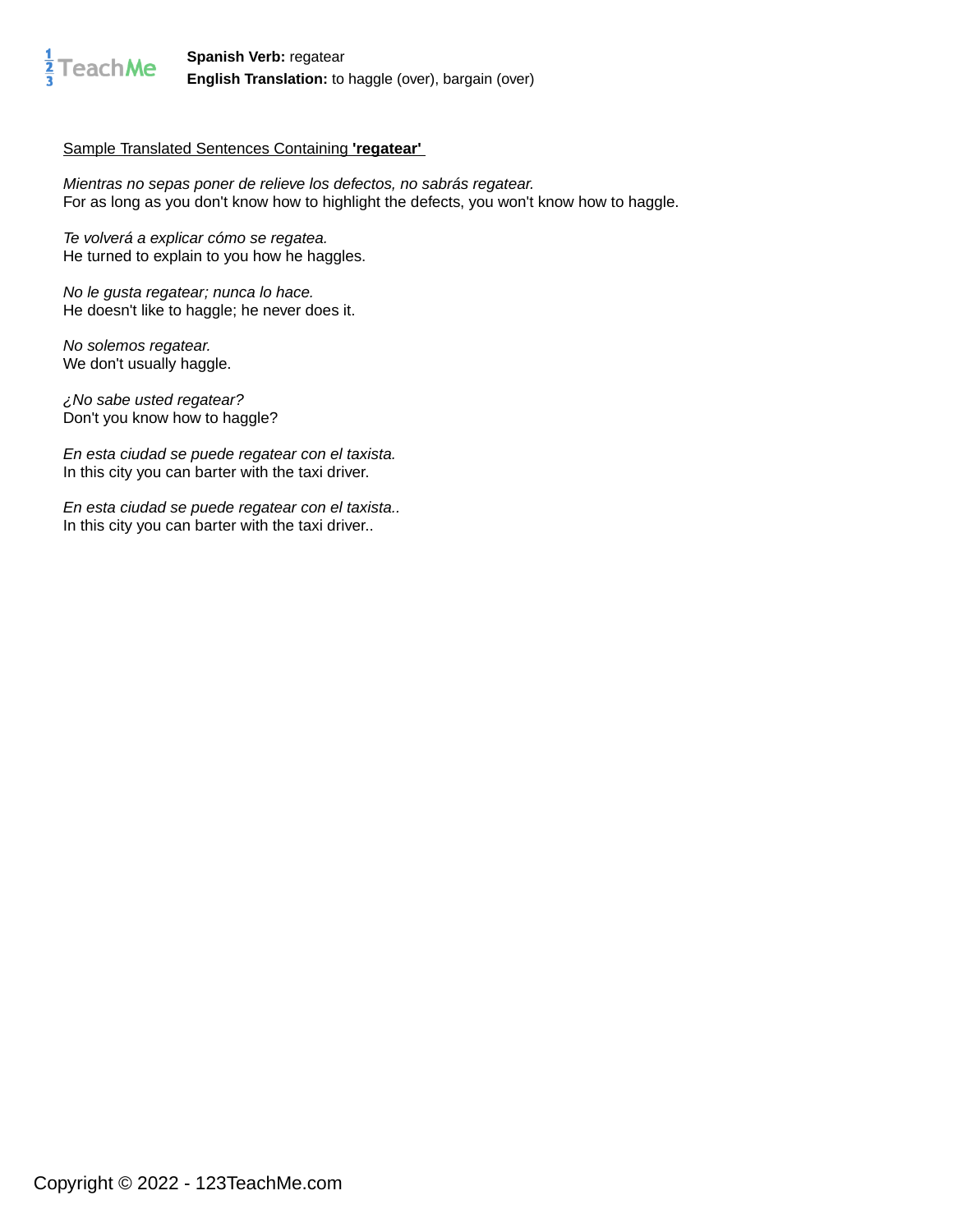**Spanish Verb:** regatear
**English Translation:** to haggle (over), bargain (over)

Sample Translated Sentences Containing **'regatear'**

*Mientras no sepas poner de relieve los defectos, no sabrás regatear.*
For as long as you don't know how to highlight the defects, you won't know how to haggle.

*Te volverá a explicar cómo se regatea.*
He turned to explain to you how he haggles.

*No le gusta regatear; nunca lo hace.*
He doesn't like to haggle; he never does it.

*No solemos regatear.*
We don't usually haggle.

*¿No sabe usted regatear?*
Don't you know how to haggle?

*En esta ciudad se puede regatear con el taxista.*
In this city you can barter with the taxi driver.

*En esta ciudad se puede regatear con el taxista..*
In this city you can barter with the taxi driver..